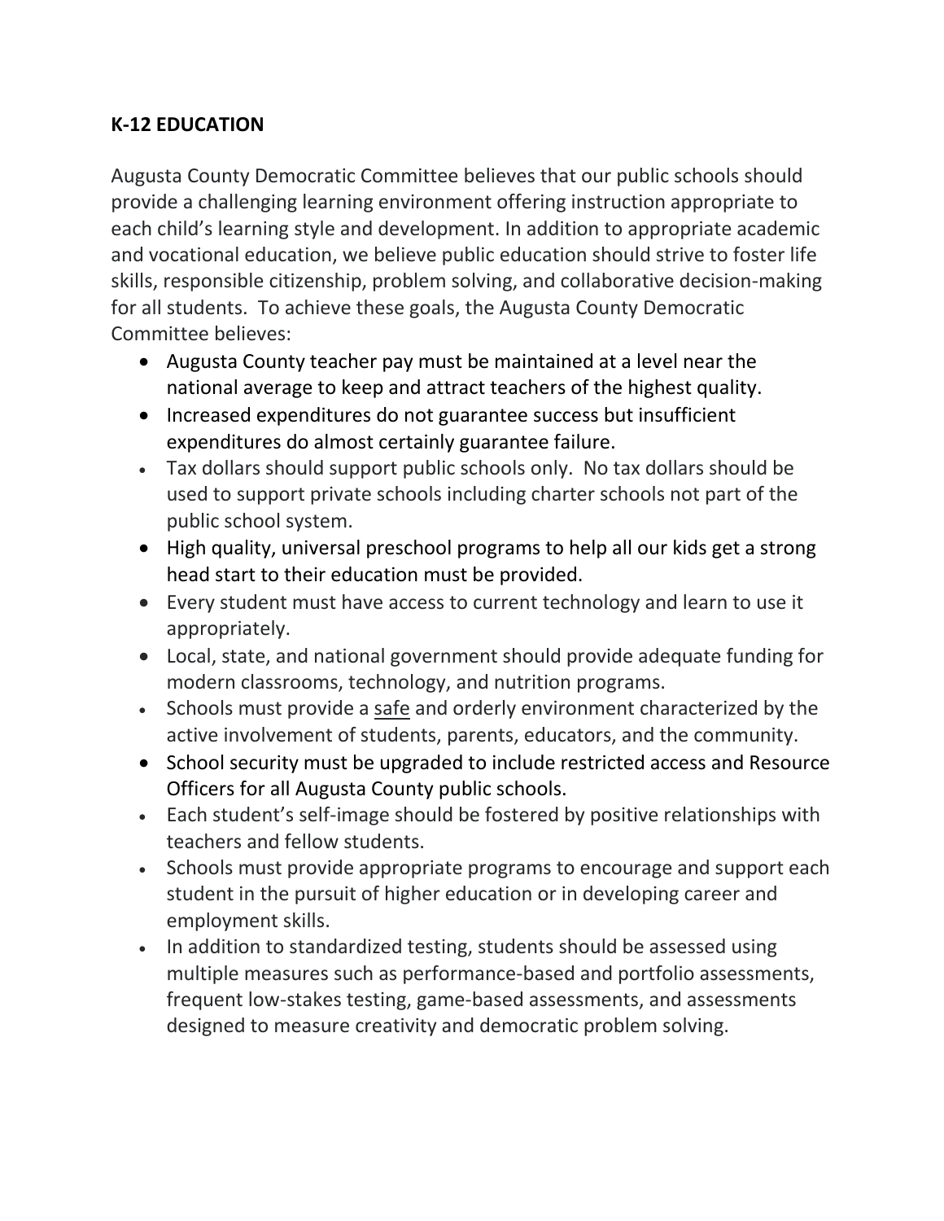**K-12 EDUCATION**

Augusta County Democratic Committee believes that our public schools should provide a challenging learning environment offering instruction appropriate to each child's learning style and development. In addition to appropriate academic and vocational education, we believe public education should strive to foster life skills, responsible citizenship, problem solving, and collaborative decision-making for all students. To achieve these goals, the Augusta County Democratic Committee believes:

- Augusta County teacher pay must be maintained at a level near the national average to keep and attract teachers of the highest quality.
- Increased expenditures do not guarantee success but insufficient expenditures do almost certainly guarantee failure.
- Tax dollars should support public schools only. No tax dollars should be used to support private schools including charter schools not part of the public school system.
- High quality, universal preschool programs to help all our kids get a strong head start to their education must be provided.
- Every student must have access to current technology and learn to use it appropriately.
- Local, state, and national government should provide adequate funding for modern classrooms, technology, and nutrition programs.
- Schools must provide a <u>safe</u> and orderly environment characterized by the active involvement of students, parents, educators, and the community.
- School security must be upgraded to include restricted access and Resource Officers for all Augusta County public schools.
- Each student's self-image should be fostered by positive relationships with teachers and fellow students.
- Schools must provide appropriate programs to encourage and support each student in the pursuit of higher education or in developing career and employment skills.
- In addition to standardized testing, students should be assessed using multiple measures such as performance-based and portfolio assessments, frequent low-stakes testing, game-based assessments, and assessments designed to measure creativity and democratic problem solving.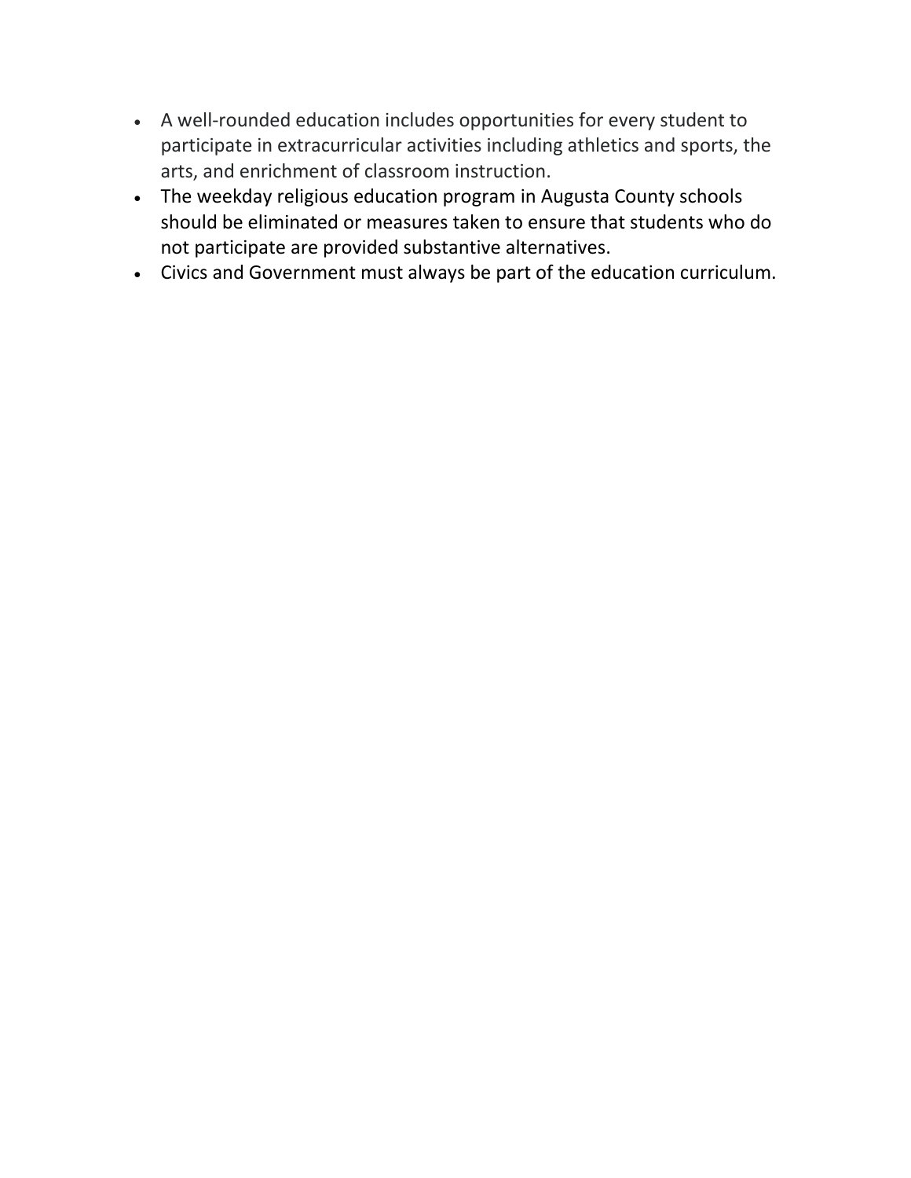- A well-rounded education includes opportunities for every student to participate in extracurricular activities including athletics and sports, the arts, and enrichment of classroom instruction.
- The weekday religious education program in Augusta County schools should be eliminated or measures taken to ensure that students who do not participate are provided substantive alternatives.
- Civics and Government must always be part of the education curriculum.